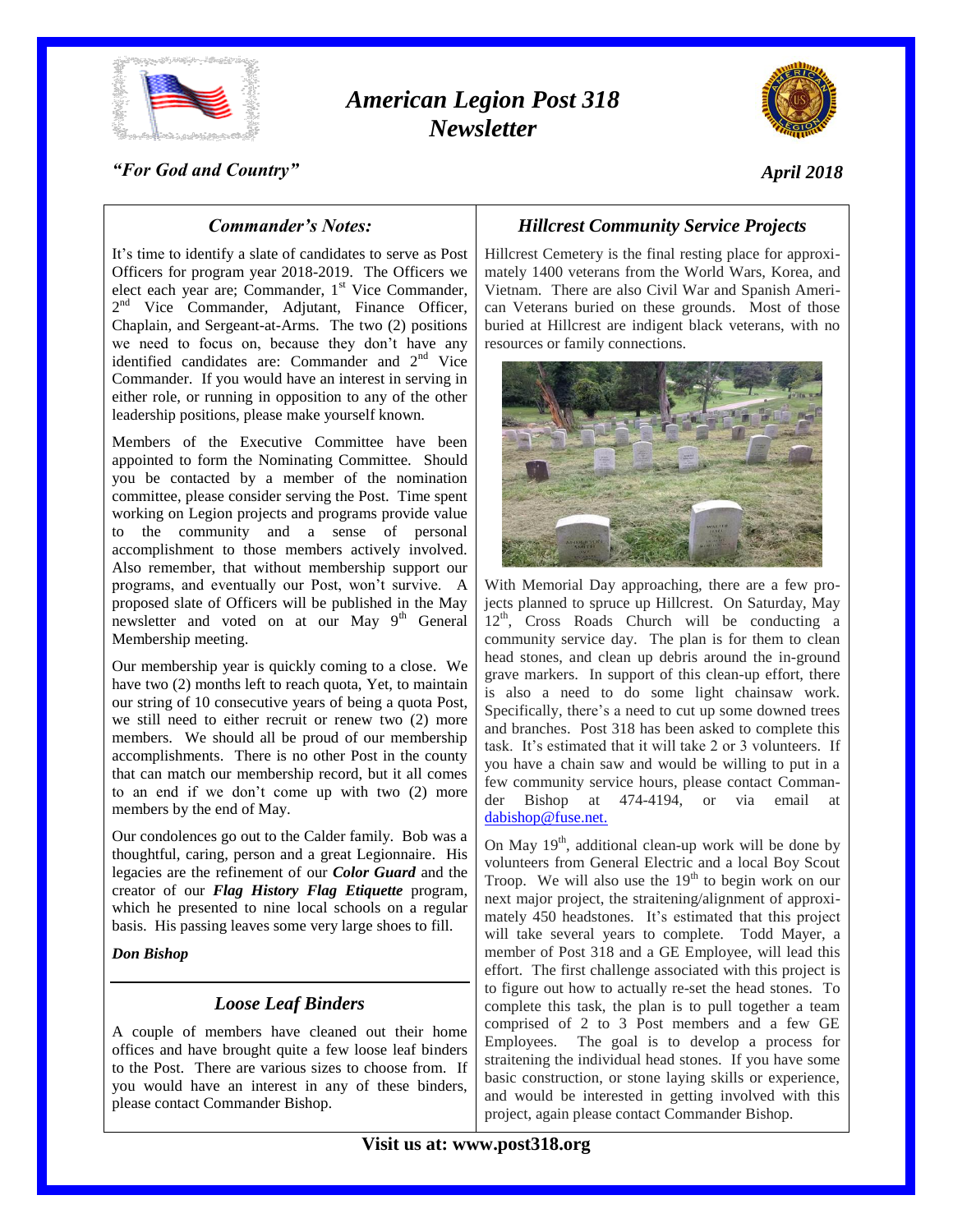# American Legion Post 318 Newsletter

*"For God and Country"*

*April 2018*

## *Commander's Notes:*

It's time to identify a slate of candidates to serve as Post Officers for program year 2018-2019. The Officers we elect each year are; Commander, 1st Vice Commander, 2nd Vice Commander, Adjutant, Finance Officer, Chaplain, and Sergeant-at-Arms. The two (2) positions we need to focus on, because they don't have any identified candidates are: Commander and 2nd Vice Commander. If you would have an interest in serving in either role, or running in opposition to any of the other leadership positions, please make yourself known.

Members of the Executive Committee have been appointed to form the Nominating Committee. Should you be contacted by a member of the nomination committee, please consider serving the Post. Time spent working on Legion projects and programs provide value to the community and a sense of personal accomplishment to those members actively involved. Also remember, that without membership support our programs, and eventually our Post, won't survive. A proposed slate of Officers will be published in the May newsletter and voted on at our May 9th General Membership meeting.

Our membership year is quickly coming to a close. We have two (2) months left to reach quota, Yet, to maintain our string of 10 consecutive years of being a quota Post, we still need to either recruit or renew two (2) more members. We should all be proud of our membership accomplishments. There is no other Post in the county that can match our membership record, but it all comes to an end if we don't come up with two (2) more members by the end of May.

Our condolences go out to the Calder family. Bob was a thoughtful, caring, person and a great Legionnaire. His legacies are the refinement of our ***Color Guard*** and the creator of our ***Flag History Flag Etiquette*** program, which he presented to nine local schools on a regular basis. His passing leaves some very large shoes to fill.

***Don Bishop***

## *Loose Leaf Binders*

A couple of members have cleaned out their home offices and have brought quite a few loose leaf binders to the Post. There are various sizes to choose from. If you would have an interest in any of these binders, please contact Commander Bishop.

## *Hillcrest Community Service Projects*

Hillcrest Cemetery is the final resting place for approximately 1400 veterans from the World Wars, Korea, and Vietnam. There are also Civil War and Spanish American Veterans buried on these grounds. Most of those buried at Hillcrest are indigent black veterans, with no resources or family connections.

With Memorial Day approaching, there are a few projects planned to spruce up Hillcrest. On Saturday, May 12th, Cross Roads Church will be conducting a community service day. The plan is for them to clean head stones, and clean up debris around the in-ground grave markers. In support of this clean-up effort, there is also a need to do some light chainsaw work. Specifically, there's a need to cut up some downed trees and branches. Post 318 has been asked to complete this task. It's estimated that it will take 2 or 3 volunteers. If you have a chain saw and would be willing to put in a few community service hours, please contact Commander Bishop at 474-4194, or via email at dabishop@fuse.net.

On May 19th, additional clean-up work will be done by volunteers from General Electric and a local Boy Scout Troop. We will also use the 19th to begin work on our next major project, the straitening/alignment of approximately 450 headstones. It's estimated that this project will take several years to complete. Todd Mayer, a member of Post 318 and a GE Employee, will lead this effort. The first challenge associated with this project is to figure out how to actually re-set the head stones. To complete this task, the plan is to pull together a team comprised of 2 to 3 Post members and a few GE Employees. The goal is to develop a process for straitening the individual head stones. If you have some basic construction, or stone laying skills or experience, and would be interested in getting involved with this project, again please contact Commander Bishop.

**Visit us at: www.post318.org**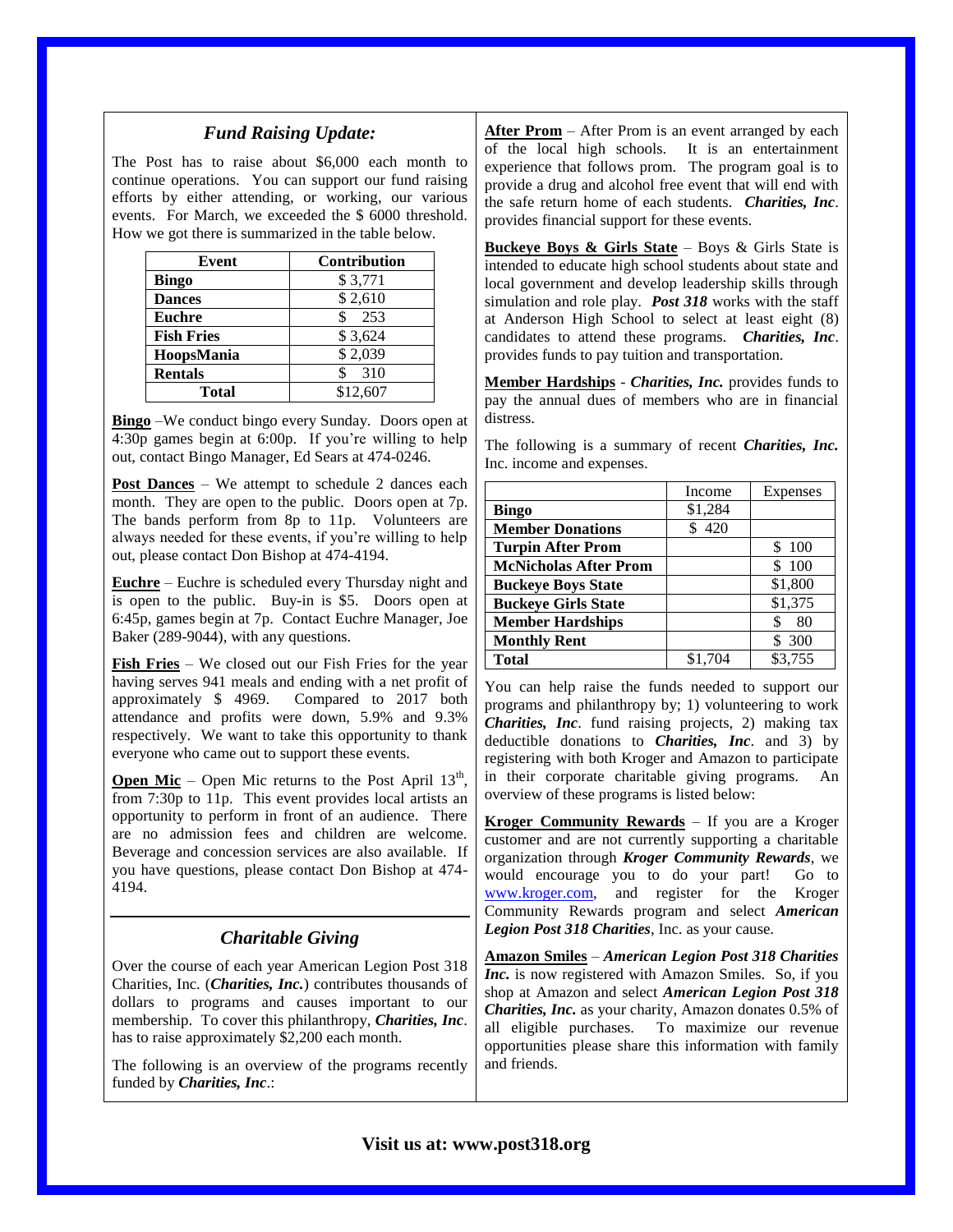## *Fund Raising Update:*

The Post has to raise about $6,000 each month to continue operations. You can support our fund raising efforts by either attending, or working, our various events. For March, we exceeded the $ 6000 threshold. How we got there is summarized in the table below.

| Event | Contribution |
|---|---|
| **Bingo** | $ 3,771 |
| **Dances** | $ 2,610 |
| **Euchre** | $ 253 |
| **Fish Fries** | $ 3,624 |
| **HoopsMania** | $ 2,039 |
| **Rentals** | $ 310 |
| **Total** | $12,607 |

**Bingo** –We conduct bingo every Sunday. Doors open at 4:30p games begin at 6:00p. If you're willing to help out, contact Bingo Manager, Ed Sears at 474-0246.

**Post Dances** – We attempt to schedule 2 dances each month. They are open to the public. Doors open at 7p. The bands perform from 8p to 11p. Volunteers are always needed for these events, if you're willing to help out, please contact Don Bishop at 474-4194.

**Euchre** – Euchre is scheduled every Thursday night and is open to the public. Buy-in is $5. Doors open at 6:45p, games begin at 7p. Contact Euchre Manager, Joe Baker (289-9044), with any questions.

**Fish Fries** – We closed out our Fish Fries for the year having serves 941 meals and ending with a net profit of approximately $ 4969. Compared to 2017 both attendance and profits were down, 5.9% and 9.3% respectively. We want to take this opportunity to thank everyone who came out to support these events.

**Open Mic** – Open Mic returns to the Post April 13th, from 7:30p to 11p. This event provides local artists an opportunity to perform in front of an audience. There are no admission fees and children are welcome. Beverage and concession services are also available. If you have questions, please contact Don Bishop at 474-4194.

## *Charitable Giving*

Over the course of each year American Legion Post 318 Charities, Inc. (***Charities, Inc.***) contributes thousands of dollars to programs and causes important to our membership. To cover this philanthropy, ***Charities, Inc***. has to raise approximately $2,200 each month.

The following is an overview of the programs recently funded by ***Charities, Inc***.:

**After Prom** – After Prom is an event arranged by each of the local high schools. It is an entertainment experience that follows prom. The program goal is to provide a drug and alcohol free event that will end with the safe return home of each students. ***Charities, Inc***. provides financial support for these events.

**Buckeye Boys & Girls State** – Boys & Girls State is intended to educate high school students about state and local government and develop leadership skills through simulation and role play. ***Post 318*** works with the staff at Anderson High School to select at least eight (8) candidates to attend these programs. ***Charities, Inc***. provides funds to pay tuition and transportation.

**Member Hardships** - ***Charities, Inc.*** provides funds to pay the annual dues of members who are in financial distress.

The following is a summary of recent ***Charities, Inc.*** Inc. income and expenses.

| | Income | Expenses |
|---|---|---|
| **Bingo** | $1,284 | |
| **Member Donations** | $ 420 | |
| **Turpin After Prom** | | $ 100 |
| **McNicholas After Prom** | | $ 100 |
| **Buckeye Boys State** | | $1,800 |
| **Buckeye Girls State** | | $1,375 |
| **Member Hardships** | | $ 80 |
| **Monthly Rent** | | $ 300 |
| **Total** | $1,704 | $3,755 |

You can help raise the funds needed to support our programs and philanthropy by; 1) volunteering to work ***Charities, Inc***. fund raising projects, 2) making tax deductible donations to ***Charities, Inc***. and 3) by registering with both Kroger and Amazon to participate in their corporate charitable giving programs. An overview of these programs is listed below:

**Kroger Community Rewards** – If you are a Kroger customer and are not currently supporting a charitable organization through ***Kroger Community Rewards***, we would encourage you to do your part! Go to www.kroger.com, and register for the Kroger Community Rewards program and select ***American Legion Post 318 Charities***, Inc. as your cause.

**Amazon Smiles** – ***American Legion Post 318 Charities Inc.*** is now registered with Amazon Smiles. So, if you shop at Amazon and select ***American Legion Post 318 Charities, Inc.*** as your charity, Amazon donates 0.5% of all eligible purchases. To maximize our revenue opportunities please share this information with family and friends.

**Visit us at: www.post318.org**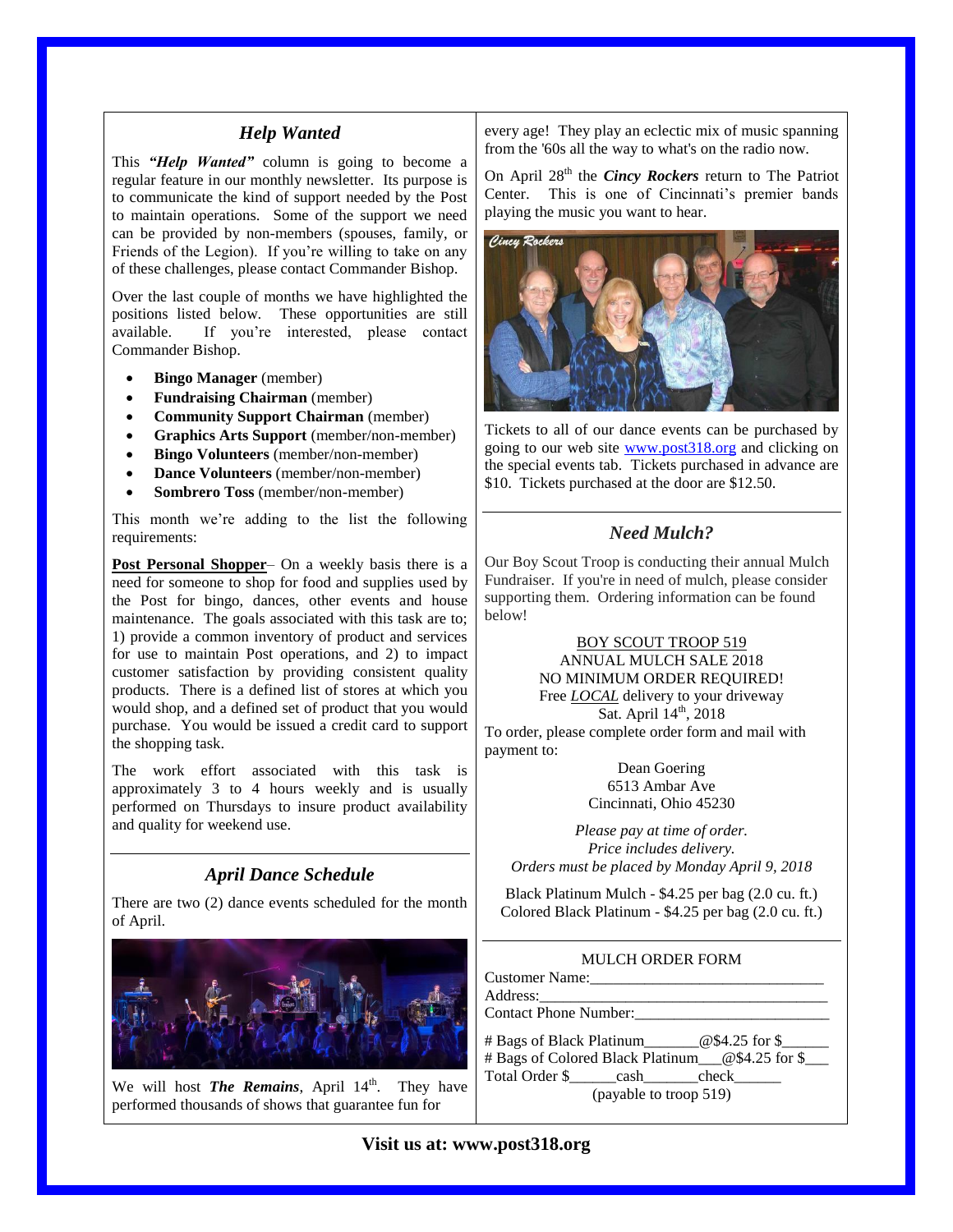## *Help Wanted*

This ***"Help Wanted"*** column is going to become a regular feature in our monthly newsletter. Its purpose is to communicate the kind of support needed by the Post to maintain operations. Some of the support we need can be provided by non-members (spouses, family, or Friends of the Legion). If you're willing to take on any of these challenges, please contact Commander Bishop.

Over the last couple of months we have highlighted the positions listed below. These opportunities are still available. If you're interested, please contact Commander Bishop.

- **Bingo Manager** (member)
- **Fundraising Chairman** (member)
- **Community Support Chairman** (member)
- **Graphics Arts Support** (member/non-member)
- **Bingo Volunteers** (member/non-member)
- **Dance Volunteers** (member/non-member)
- **Sombrero Toss** (member/non-member)

This month we're adding to the list the following requirements:

**Post Personal Shopper**– On a weekly basis there is a need for someone to shop for food and supplies used by the Post for bingo, dances, other events and house maintenance. The goals associated with this task are to; 1) provide a common inventory of product and services for use to maintain Post operations, and 2) to impact customer satisfaction by providing consistent quality products. There is a defined list of stores at which you would shop, and a defined set of product that you would purchase. You would be issued a credit card to support the shopping task.

The work effort associated with this task is approximately 3 to 4 hours weekly and is usually performed on Thursdays to insure product availability and quality for weekend use.

## *April Dance Schedule*

There are two (2) dance events scheduled for the month of April.

We will host ***The Remains***, April 14th. They have performed thousands of shows that guarantee fun for every age! They play an eclectic mix of music spanning from the '60s all the way to what's on the radio now.

On April 28th the ***Cincy Rockers*** return to The Patriot Center. This is one of Cincinnati's premier bands playing the music you want to hear.

Tickets to all of our dance events can be purchased by going to our web site www.post318.org and clicking on the special events tab. Tickets purchased in advance are $10. Tickets purchased at the door are $12.50.

## *Need Mulch?*

Our Boy Scout Troop is conducting their annual Mulch Fundraiser. If you're in need of mulch, please consider supporting them. Ordering information can be found below!

BOY SCOUT TROOP 519
ANNUAL MULCH SALE 2018
NO MINIMUM ORDER REQUIRED!
Free *LOCAL* delivery to your driveway
Sat. April 14th, 2018

To order, please complete order form and mail with payment to:

Dean Goering
6513 Ambar Ave
Cincinnati, Ohio 45230

*Please pay at time of order.*
*Price includes delivery.*
*Orders must be placed by Monday April 9, 2018*

Black Platinum Mulch - $4.25 per bag (2.0 cu. ft.)
Colored Black Platinum - $4.25 per bag (2.0 cu. ft.)

MULCH ORDER FORM

Customer Name:______________________________
Address:______________________________________
Contact Phone Number:_________________________

# Bags of Black Platinum_______@$4.25 for $______
# Bags of Colored Black Platinum___@$4.25 for $___
Total Order $______cash_______check______
(payable to troop 519)

**Visit us at: www.post318.org**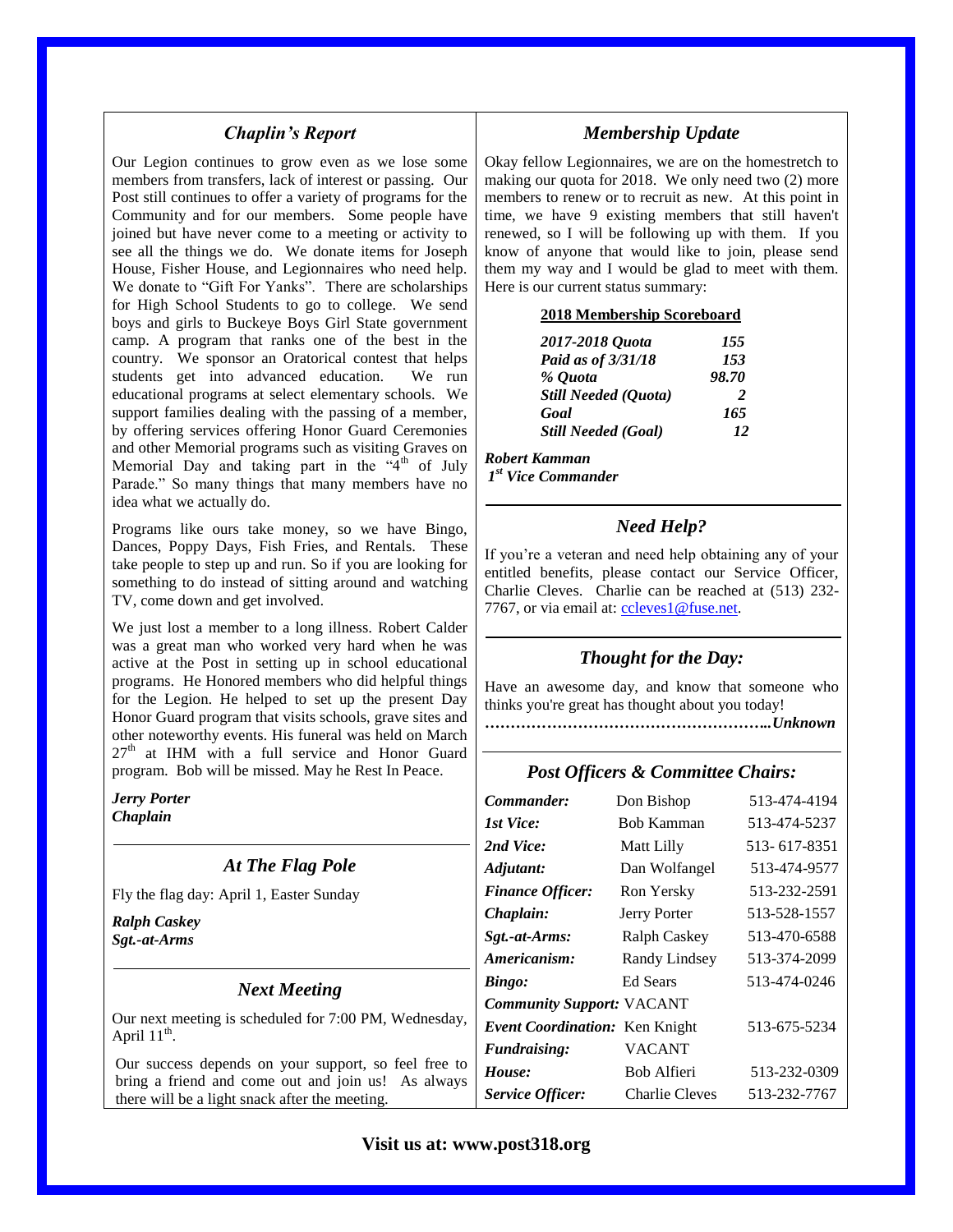## *Chaplin's Report*

Our Legion continues to grow even as we lose some members from transfers, lack of interest or passing. Our Post still continues to offer a variety of programs for the Community and for our members. Some people have joined but have never come to a meeting or activity to see all the things we do. We donate items for Joseph House, Fisher House, and Legionnaires who need help. We donate to "Gift For Yanks". There are scholarships for High School Students to go to college. We send boys and girls to Buckeye Boys Girl State government camp. A program that ranks one of the best in the country. We sponsor an Oratorical contest that helps students get into advanced education. We run educational programs at select elementary schools. We support families dealing with the passing of a member, by offering services offering Honor Guard Ceremonies and other Memorial programs such as visiting Graves on Memorial Day and taking part in the "4th of July Parade." So many things that many members have no idea what we actually do.

Programs like ours take money, so we have Bingo, Dances, Poppy Days, Fish Fries, and Rentals. These take people to step up and run. So if you are looking for something to do instead of sitting around and watching TV, come down and get involved.

We just lost a member to a long illness. Robert Calder was a great man who worked very hard when he was active at the Post in setting up in school educational programs. He Honored members who did helpful things for the Legion. He helped to set up the present Day Honor Guard program that visits schools, grave sites and other noteworthy events. His funeral was held on March 27th at IHM with a full service and Honor Guard program. Bob will be missed. May he Rest In Peace.

***Jerry Porter***
***Chaplain***

## *At The Flag Pole*

Fly the flag day: April 1, Easter Sunday

***Ralph Caskey***
***Sgt.-at-Arms***

## *Next Meeting*

Our next meeting is scheduled for 7:00 PM, Wednesday, April 11th.

Our success depends on your support, so feel free to bring a friend and come out and join us! As always there will be a light snack after the meeting.

## *Membership Update*

Okay fellow Legionnaires, we are on the homestretch to making our quota for 2018. We only need two (2) more members to renew or to recruit as new. At this point in time, we have 9 existing members that still haven't renewed, so I will be following up with them. If you know of anyone that would like to join, please send them my way and I would be glad to meet with them. Here is our current status summary:

**2018 Membership Scoreboard**

| | |
|---|---|
| ***2017-2018 Quota*** | ***155*** |
| ***Paid as of 3/31/18*** | ***153*** |
| ***% Quota*** | ***98.70*** |
| ***Still Needed (Quota)*** | ***2*** |
| ***Goal*** | ***165*** |
| ***Still Needed (Goal)*** | ***12*** |

***Robert Kamman***
***1st Vice Commander***

## *Need Help?*

If you're a veteran and need help obtaining any of your entitled benefits, please contact our Service Officer, Charlie Cleves. Charlie can be reached at (513) 232-7767, or via email at: ccleves1@fuse.net.

## *Thought for the Day:*

Have an awesome day, and know that someone who thinks you're great has thought about you today!
***……………………………………………..Unknown***

## *Post Officers & Committee Chairs:*

| | | |
|---|---|---|
| ***Commander:*** | Don Bishop | 513-474-4194 |
| ***1st Vice:*** | Bob Kamman | 513-474-5237 |
| ***2nd Vice:*** | Matt Lilly | 513- 617-8351 |
| ***Adjutant:*** | Dan Wolfangel | 513-474-9577 |
| ***Finance Officer:*** | Ron Yersky | 513-232-2591 |
| ***Chaplain:*** | Jerry Porter | 513-528-1557 |
| ***Sgt.-at-Arms:*** | Ralph Caskey | 513-470-6588 |
| ***Americanism:*** | Randy Lindsey | 513-374-2099 |
| ***Bingo:*** | Ed Sears | 513-474-0246 |
| ***Community Support:*** | VACANT | |
| ***Event Coordination:*** | Ken Knight | 513-675-5234 |
| ***Fundraising:*** | VACANT | |
| ***House:*** | Bob Alfieri | 513-232-0309 |
| ***Service Officer:*** | Charlie Cleves | 513-232-7767 |

**Visit us at: www.post318.org**